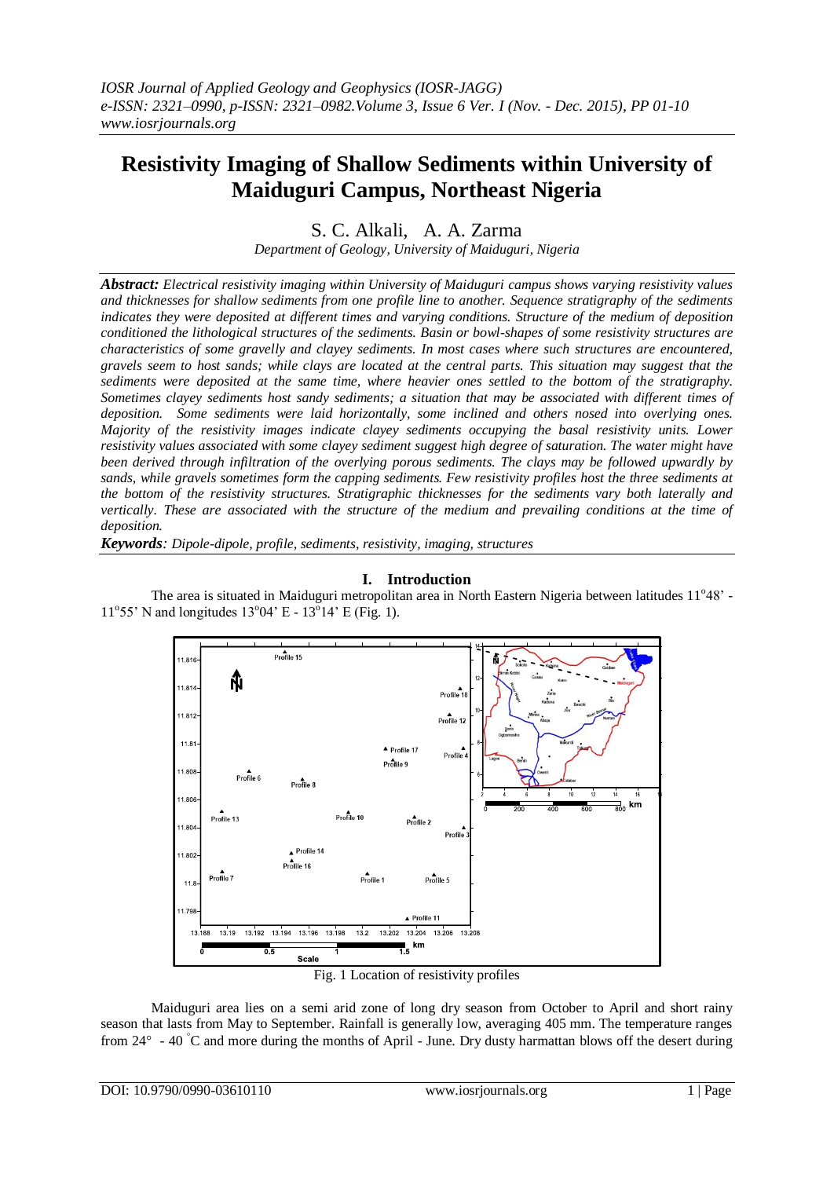# Resistivity Imaging of Shallow Sediments within University of Maiduguri Campus, Northeast Nigeria

S. C. Alkali, A. A. Zarma

*Department of Geology, University of Maiduguri, Nigeria*

***Abstract:*** *Electrical resistivity imaging within University of Maiduguri campus shows varying resistivity values and thicknesses for shallow sediments from one profile line to another. Sequence stratigraphy of the sediments indicates they were deposited at different times and varying conditions. Structure of the medium of deposition conditioned the lithological structures of the sediments. Basin or bowl-shapes of some resistivity structures are characteristics of some gravelly and clayey sediments. In most cases where such structures are encountered, gravels seem to host sands; while clays are located at the central parts. This situation may suggest that the sediments were deposited at the same time, where heavier ones settled to the bottom of the stratigraphy. Sometimes clayey sediments host sandy sediments; a situation that may be associated with different times of deposition. Some sediments were laid horizontally, some inclined and others nosed into overlying ones. Majority of the resistivity images indicate clayey sediments occupying the basal resistivity units. Lower resistivity values associated with some clayey sediment suggest high degree of saturation. The water might have been derived through infiltration of the overlying porous sediments. The clays may be followed upwardly by sands, while gravels sometimes form the capping sediments. Few resistivity profiles host the three sediments at the bottom of the resistivity structures. Stratigraphic thicknesses for the sediments vary both laterally and vertically. These are associated with the structure of the medium and prevailing conditions at the time of deposition.*

***Keywords****: Dipole-dipole, profile, sediments, resistivity, imaging, structures*

## I. Introduction

The area is situated in Maiduguri metropolitan area in North Eastern Nigeria between latitudes 11°48' - 11°55' N and longitudes 13°04' E - 13°14' E (Fig. 1).

Fig. 1 Location of resistivity profiles

Maiduguri area lies on a semi arid zone of long dry season from October to April and short rainy season that lasts from May to September. Rainfall is generally low, averaging 405 mm. The temperature ranges from 24° - 40 °C and more during the months of April - June. Dry dusty harmattan blows off the desert during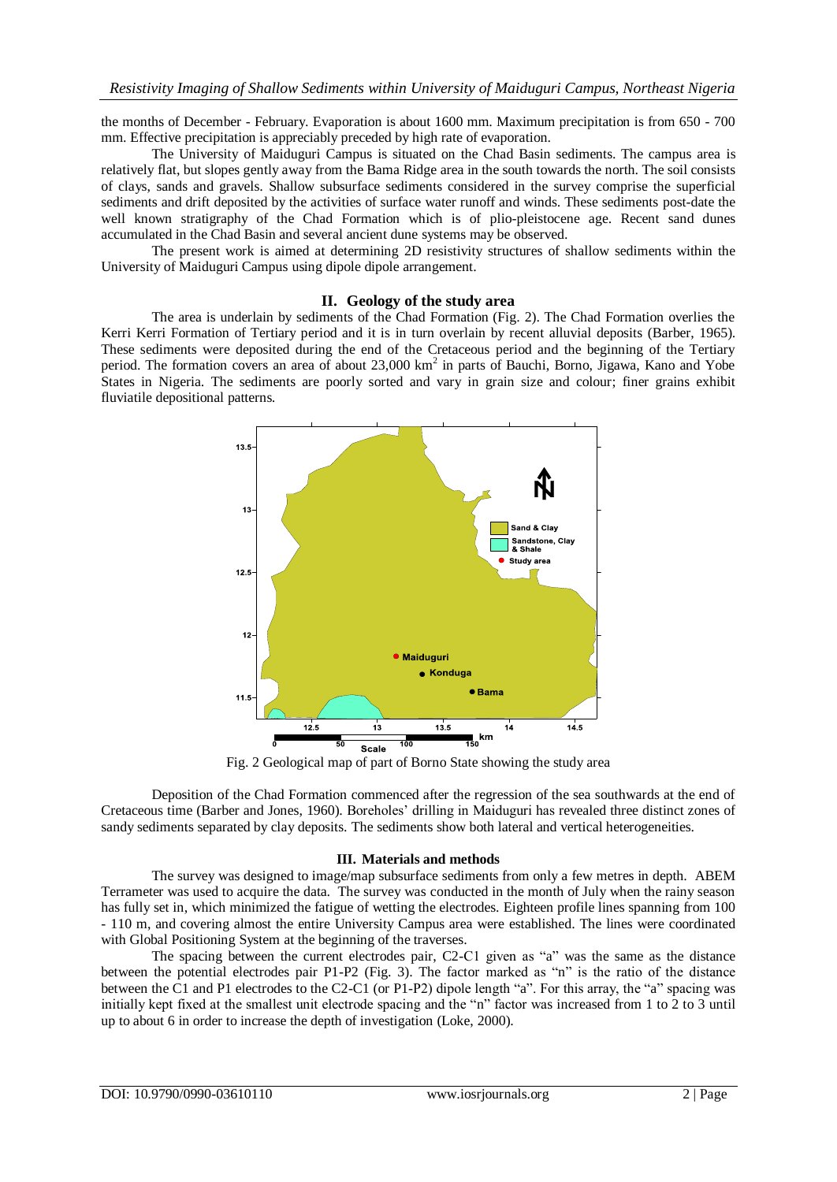the months of December - February. Evaporation is about 1600 mm. Maximum precipitation is from 650 - 700 mm. Effective precipitation is appreciably preceded by high rate of evaporation.

The University of Maiduguri Campus is situated on the Chad Basin sediments. The campus area is relatively flat, but slopes gently away from the Bama Ridge area in the south towards the north. The soil consists of clays, sands and gravels. Shallow subsurface sediments considered in the survey comprise the superficial sediments and drift deposited by the activities of surface water runoff and winds. These sediments post-date the well known stratigraphy of the Chad Formation which is of plio-pleistocene age. Recent sand dunes accumulated in the Chad Basin and several ancient dune systems may be observed.

The present work is aimed at determining 2D resistivity structures of shallow sediments within the University of Maiduguri Campus using dipole dipole arrangement.

## II. Geology of the study area

The area is underlain by sediments of the Chad Formation (Fig. 2). The Chad Formation overlies the Kerri Kerri Formation of Tertiary period and it is in turn overlain by recent alluvial deposits (Barber, 1965). These sediments were deposited during the end of the Cretaceous period and the beginning of the Tertiary period. The formation covers an area of about 23,000 km$^2$ in parts of Bauchi, Borno, Jigawa, Kano and Yobe States in Nigeria. The sediments are poorly sorted and vary in grain size and colour; finer grains exhibit fluviatile depositional patterns.

Fig. 2 Geological map of part of Borno State showing the study area

Deposition of the Chad Formation commenced after the regression of the sea southwards at the end of Cretaceous time (Barber and Jones, 1960). Boreholes' drilling in Maiduguri has revealed three distinct zones of sandy sediments separated by clay deposits. The sediments show both lateral and vertical heterogeneities.

## III. Materials and methods

The survey was designed to image/map subsurface sediments from only a few metres in depth. ABEM Terrameter was used to acquire the data. The survey was conducted in the month of July when the rainy season has fully set in, which minimized the fatigue of wetting the electrodes. Eighteen profile lines spanning from 100 - 110 m, and covering almost the entire University Campus area were established. The lines were coordinated with Global Positioning System at the beginning of the traverses.

The spacing between the current electrodes pair, C2-C1 given as "a" was the same as the distance between the potential electrodes pair P1-P2 (Fig. 3). The factor marked as "n" is the ratio of the distance between the C1 and P1 electrodes to the C2-C1 (or P1-P2) dipole length "a". For this array, the "a" spacing was initially kept fixed at the smallest unit electrode spacing and the "n" factor was increased from 1 to 2 to 3 until up to about 6 in order to increase the depth of investigation (Loke, 2000).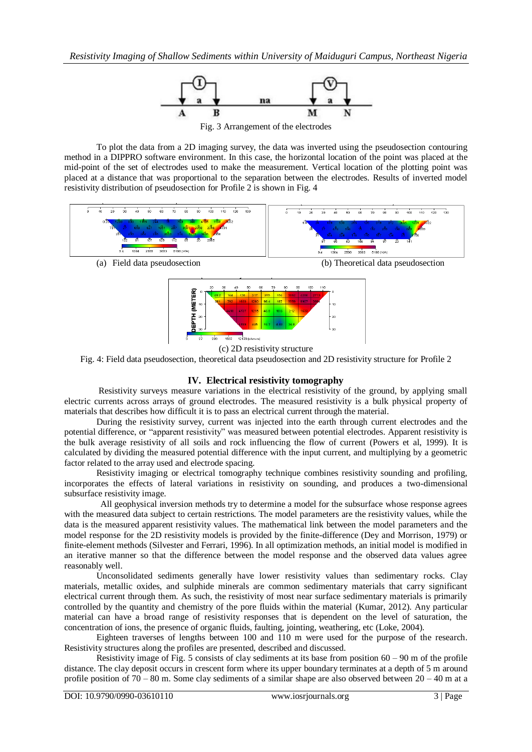Fig. 3 Arrangement of the electrodes

To plot the data from a 2D imaging survey, the data was inverted using the pseudosection contouring method in a DIPPRO software environment. In this case, the horizontal location of the point was placed at the mid-point of the set of electrodes used to make the measurement. Vertical location of the plotting point was placed at a distance that was proportional to the separation between the electrodes. Results of inverted model resistivity distribution of pseudosection for Profile 2 is shown in Fig. 4

(a) Field data pseudosection

(b) Theoretical data pseudosection

(c) 2D resistivity structure

Fig. 4: Field data pseudosection, theoretical data pseudosection and 2D resistivity structure for Profile 2

## IV. Electrical resistivity tomography

Resistivity surveys measure variations in the electrical resistivity of the ground, by applying small electric currents across arrays of ground electrodes. The measured resistivity is a bulk physical property of materials that describes how difficult it is to pass an electrical current through the material.

During the resistivity survey, current was injected into the earth through current electrodes and the potential difference, or "apparent resistivity" was measured between potential electrodes. Apparent resistivity is the bulk average resistivity of all soils and rock influencing the flow of current (Powers et al, 1999). It is calculated by dividing the measured potential difference with the input current, and multiplying by a geometric factor related to the array used and electrode spacing.

Resistivity imaging or electrical tomography technique combines resistivity sounding and profiling, incorporates the effects of lateral variations in resistivity on sounding, and produces a two-dimensional subsurface resistivity image.

All geophysical inversion methods try to determine a model for the subsurface whose response agrees with the measured data subject to certain restrictions. The model parameters are the resistivity values, while the data is the measured apparent resistivity values. The mathematical link between the model parameters and the model response for the 2D resistivity models is provided by the finite-difference (Dey and Morrison, 1979) or finite-element methods (Silvester and Ferrari, 1996). In all optimization methods, an initial model is modified in an iterative manner so that the difference between the model response and the observed data values agree reasonably well.

Unconsolidated sediments generally have lower resistivity values than sedimentary rocks. Clay materials, metallic oxides, and sulphide minerals are common sedimentary materials that carry significant electrical current through them. As such, the resistivity of most near surface sedimentary materials is primarily controlled by the quantity and chemistry of the pore fluids within the material (Kumar, 2012). Any particular material can have a broad range of resistivity responses that is dependent on the level of saturation, the concentration of ions, the presence of organic fluids, faulting, jointing, weathering, etc (Loke, 2004).

Eighteen traverses of lengths between 100 and 110 m were used for the purpose of the research. Resistivity structures along the profiles are presented, described and discussed.

Resistivity image of Fig. 5 consists of clay sediments at its base from position 60 – 90 m of the profile distance. The clay deposit occurs in crescent form where its upper boundary terminates at a depth of 5 m around profile position of 70 – 80 m. Some clay sediments of a similar shape are also observed between 20 – 40 m at a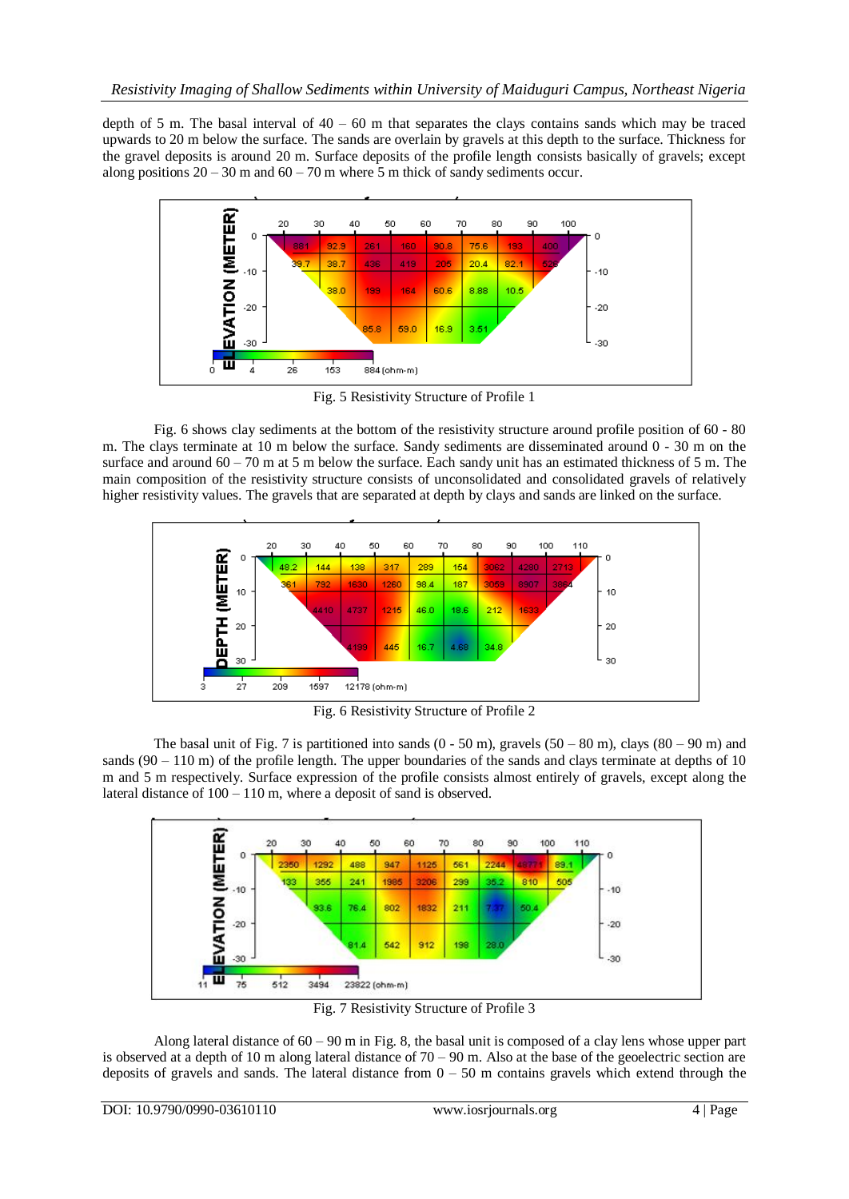depth of 5 m. The basal interval of 40 – 60 m that separates the clays contains sands which may be traced upwards to 20 m below the surface. The sands are overlain by gravels at this depth to the surface. Thickness for the gravel deposits is around 20 m. Surface deposits of the profile length consists basically of gravels; except along positions 20 – 30 m and 60 – 70 m where 5 m thick of sandy sediments occur.

Fig. 5 Resistivity Structure of Profile 1

Fig. 6 shows clay sediments at the bottom of the resistivity structure around profile position of 60 - 80 m. The clays terminate at 10 m below the surface. Sandy sediments are disseminated around 0 - 30 m on the surface and around 60 – 70 m at 5 m below the surface. Each sandy unit has an estimated thickness of 5 m. The main composition of the resistivity structure consists of unconsolidated and consolidated gravels of relatively higher resistivity values. The gravels that are separated at depth by clays and sands are linked on the surface.

Fig. 6 Resistivity Structure of Profile 2

The basal unit of Fig. 7 is partitioned into sands (0 - 50 m), gravels (50 – 80 m), clays (80 – 90 m) and sands (90 – 110 m) of the profile length. The upper boundaries of the sands and clays terminate at depths of 10 m and 5 m respectively. Surface expression of the profile consists almost entirely of gravels, except along the lateral distance of 100 – 110 m, where a deposit of sand is observed.

Fig. 7 Resistivity Structure of Profile 3

Along lateral distance of 60 – 90 m in Fig. 8, the basal unit is composed of a clay lens whose upper part is observed at a depth of 10 m along lateral distance of 70 – 90 m. Also at the base of the geoelectric section are deposits of gravels and sands. The lateral distance from 0 – 50 m contains gravels which extend through the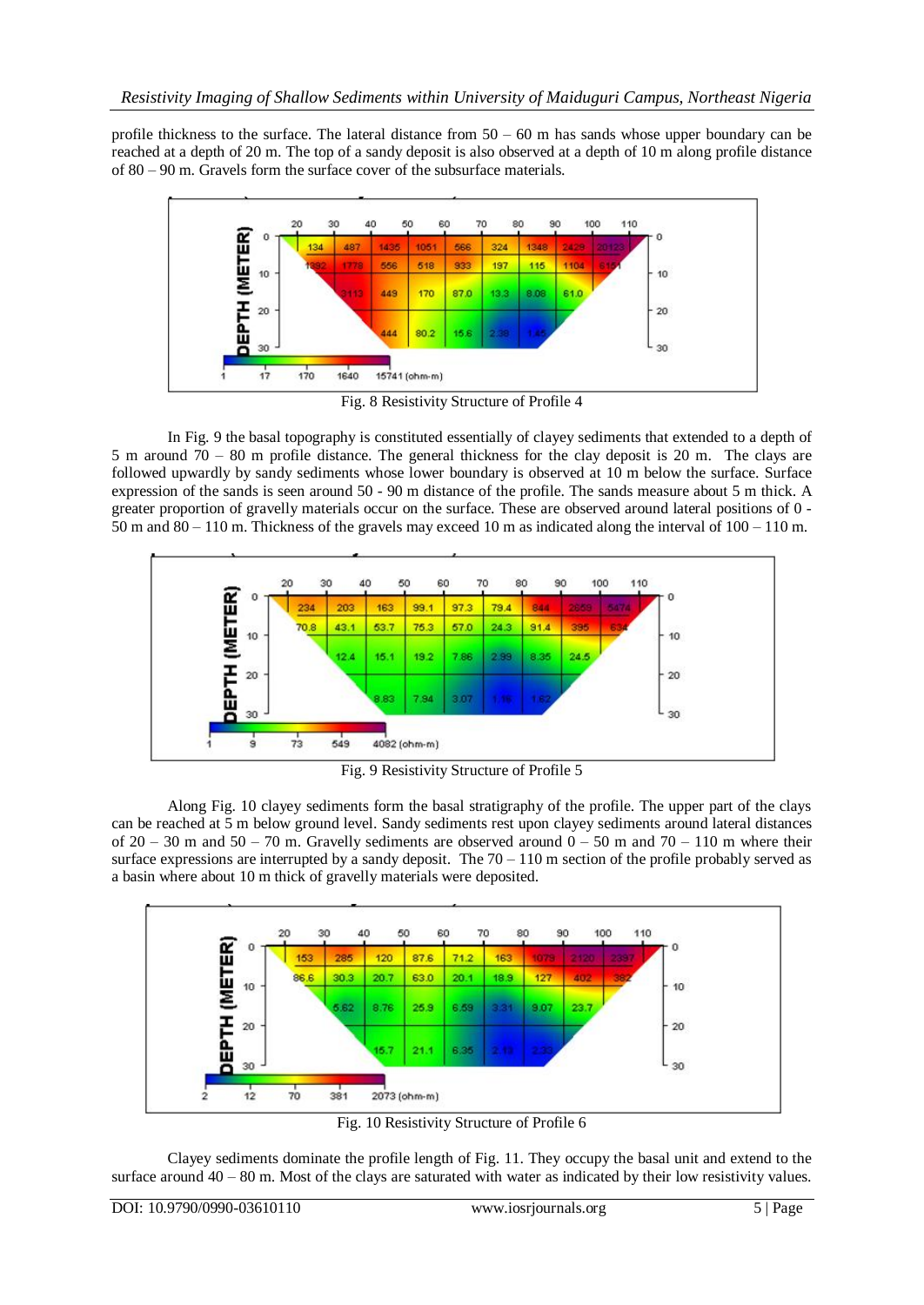profile thickness to the surface. The lateral distance from 50 – 60 m has sands whose upper boundary can be reached at a depth of 20 m. The top of a sandy deposit is also observed at a depth of 10 m along profile distance of 80 – 90 m. Gravels form the surface cover of the subsurface materials.

Fig. 8 Resistivity Structure of Profile 4

In Fig. 9 the basal topography is constituted essentially of clayey sediments that extended to a depth of 5 m around 70 – 80 m profile distance. The general thickness for the clay deposit is 20 m. The clays are followed upwardly by sandy sediments whose lower boundary is observed at 10 m below the surface. Surface expression of the sands is seen around 50 - 90 m distance of the profile. The sands measure about 5 m thick. A greater proportion of gravelly materials occur on the surface. These are observed around lateral positions of 0 - 50 m and 80 – 110 m. Thickness of the gravels may exceed 10 m as indicated along the interval of 100 – 110 m.

Fig. 9 Resistivity Structure of Profile 5

Along Fig. 10 clayey sediments form the basal stratigraphy of the profile. The upper part of the clays can be reached at 5 m below ground level. Sandy sediments rest upon clayey sediments around lateral distances of 20 – 30 m and 50 – 70 m. Gravelly sediments are observed around 0 – 50 m and 70 – 110 m where their surface expressions are interrupted by a sandy deposit. The 70 – 110 m section of the profile probably served as a basin where about 10 m thick of gravelly materials were deposited.

Fig. 10 Resistivity Structure of Profile 6

Clayey sediments dominate the profile length of Fig. 11. They occupy the basal unit and extend to the surface around 40 – 80 m. Most of the clays are saturated with water as indicated by their low resistivity values.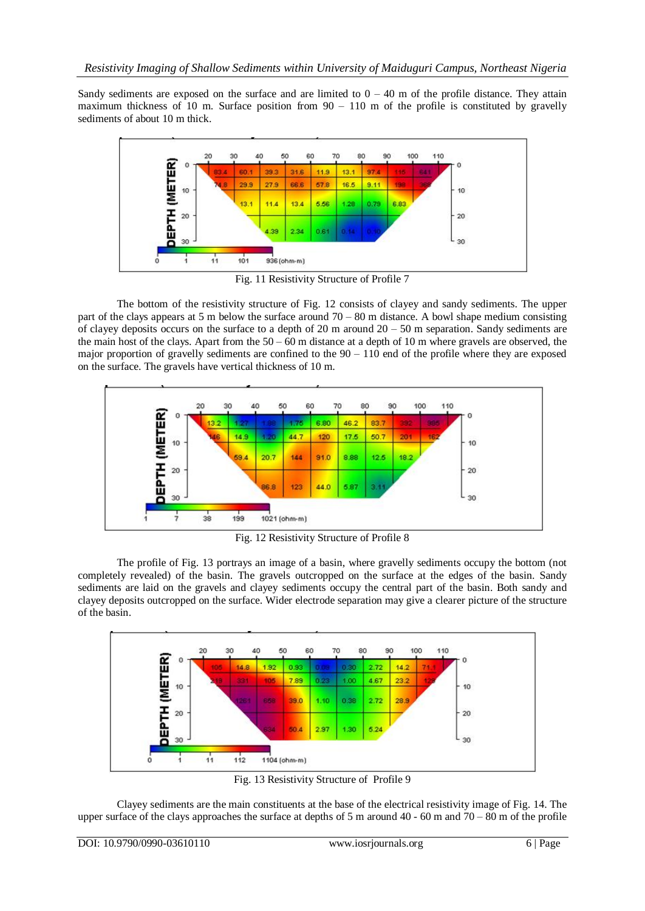Sandy sediments are exposed on the surface and are limited to 0 – 40 m of the profile distance. They attain maximum thickness of 10 m. Surface position from 90 – 110 m of the profile is constituted by gravelly sediments of about 10 m thick.

Fig. 11 Resistivity Structure of Profile 7

The bottom of the resistivity structure of Fig. 12 consists of clayey and sandy sediments. The upper part of the clays appears at 5 m below the surface around 70 – 80 m distance. A bowl shape medium consisting of clayey deposits occurs on the surface to a depth of 20 m around 20 – 50 m separation. Sandy sediments are the main host of the clays. Apart from the 50 – 60 m distance at a depth of 10 m where gravels are observed, the major proportion of gravelly sediments are confined to the 90 – 110 end of the profile where they are exposed on the surface. The gravels have vertical thickness of 10 m.

Fig. 12 Resistivity Structure of Profile 8

The profile of Fig. 13 portrays an image of a basin, where gravelly sediments occupy the bottom (not completely revealed) of the basin. The gravels outcropped on the surface at the edges of the basin. Sandy sediments are laid on the gravels and clayey sediments occupy the central part of the basin. Both sandy and clayey deposits outcropped on the surface. Wider electrode separation may give a clearer picture of the structure of the basin.

Fig. 13 Resistivity Structure of Profile 9

Clayey sediments are the main constituents at the base of the electrical resistivity image of Fig. 14. The upper surface of the clays approaches the surface at depths of 5 m around 40 - 60 m and 70 – 80 m of the profile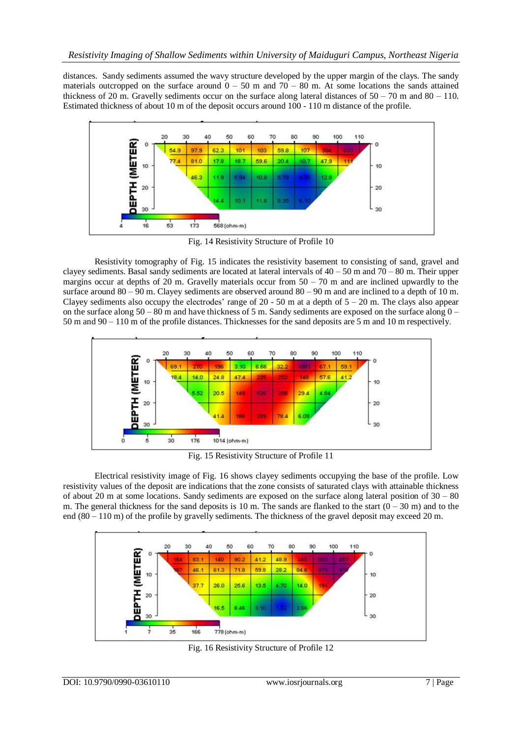distances. Sandy sediments assumed the wavy structure developed by the upper margin of the clays. The sandy materials outcropped on the surface around 0 – 50 m and 70 – 80 m. At some locations the sands attained thickness of 20 m. Gravelly sediments occur on the surface along lateral distances of 50 – 70 m and 80 – 110. Estimated thickness of about 10 m of the deposit occurs around 100 - 110 m distance of the profile.

Fig. 14 Resistivity Structure of Profile 10

Resistivity tomography of Fig. 15 indicates the resistivity basement to consisting of sand, gravel and clayey sediments. Basal sandy sediments are located at lateral intervals of 40 – 50 m and 70 – 80 m. Their upper margins occur at depths of 20 m. Gravelly materials occur from 50 – 70 m and are inclined upwardly to the surface around 80 – 90 m. Clayey sediments are observed around 80 – 90 m and are inclined to a depth of 10 m. Clayey sediments also occupy the electrodes' range of 20 - 50 m at a depth of 5 – 20 m. The clays also appear on the surface along 50 – 80 m and have thickness of 5 m. Sandy sediments are exposed on the surface along 0 – 50 m and 90 – 110 m of the profile distances. Thicknesses for the sand deposits are 5 m and 10 m respectively.

Fig. 15 Resistivity Structure of Profile 11

Electrical resistivity image of Fig. 16 shows clayey sediments occupying the base of the profile. Low resistivity values of the deposit are indications that the zone consists of saturated clays with attainable thickness of about 20 m at some locations. Sandy sediments are exposed on the surface along lateral position of 30 – 80 m. The general thickness for the sand deposits is 10 m. The sands are flanked to the start (0 – 30 m) and to the end (80 – 110 m) of the profile by gravelly sediments. The thickness of the gravel deposit may exceed 20 m.

Fig. 16 Resistivity Structure of Profile 12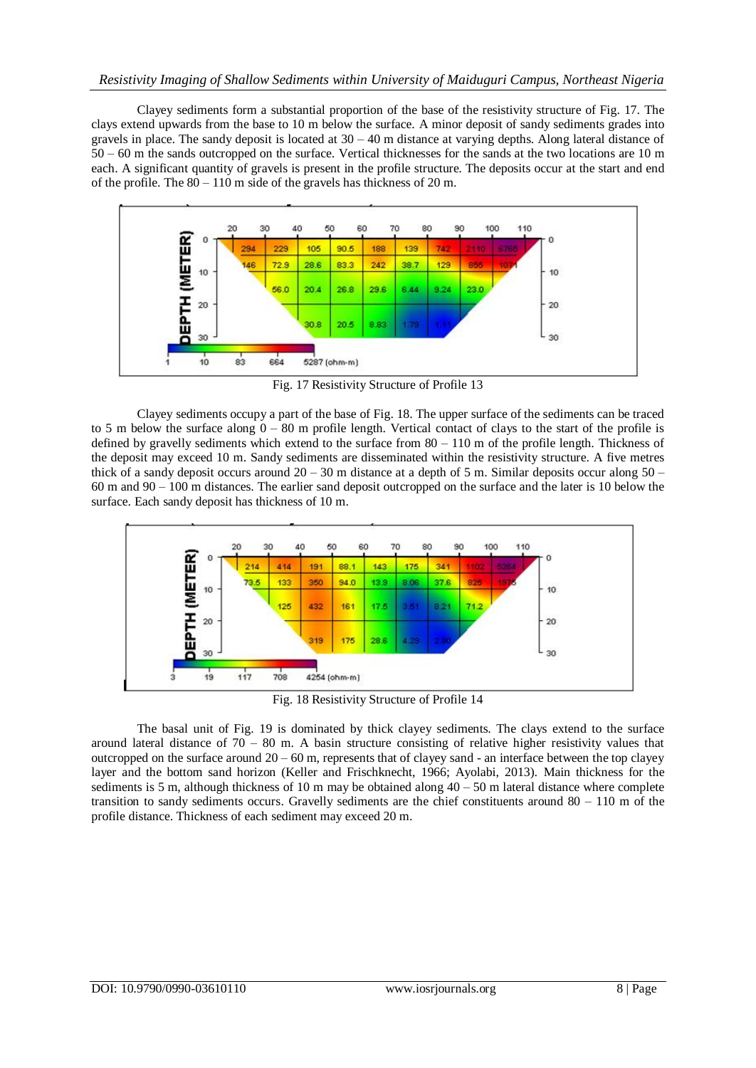Clayey sediments form a substantial proportion of the base of the resistivity structure of Fig. 17. The clays extend upwards from the base to 10 m below the surface. A minor deposit of sandy sediments grades into gravels in place. The sandy deposit is located at 30 – 40 m distance at varying depths. Along lateral distance of 50 – 60 m the sands outcropped on the surface. Vertical thicknesses for the sands at the two locations are 10 m each. A significant quantity of gravels is present in the profile structure. The deposits occur at the start and end of the profile. The 80 – 110 m side of the gravels has thickness of 20 m.

Fig. 17 Resistivity Structure of Profile 13

Clayey sediments occupy a part of the base of Fig. 18. The upper surface of the sediments can be traced to 5 m below the surface along 0 – 80 m profile length. Vertical contact of clays to the start of the profile is defined by gravelly sediments which extend to the surface from 80 – 110 m of the profile length. Thickness of the deposit may exceed 10 m. Sandy sediments are disseminated within the resistivity structure. A five metres thick of a sandy deposit occurs around 20 – 30 m distance at a depth of 5 m. Similar deposits occur along 50 – 60 m and 90 – 100 m distances. The earlier sand deposit outcropped on the surface and the later is 10 below the surface. Each sandy deposit has thickness of 10 m.

Fig. 18 Resistivity Structure of Profile 14

The basal unit of Fig. 19 is dominated by thick clayey sediments. The clays extend to the surface around lateral distance of 70 – 80 m. A basin structure consisting of relative higher resistivity values that outcropped on the surface around 20 – 60 m, represents that of clayey sand - an interface between the top clayey layer and the bottom sand horizon (Keller and Frischknecht, 1966; Ayolabi, 2013). Main thickness for the sediments is 5 m, although thickness of 10 m may be obtained along 40 – 50 m lateral distance where complete transition to sandy sediments occurs. Gravelly sediments are the chief constituents around 80 – 110 m of the profile distance. Thickness of each sediment may exceed 20 m.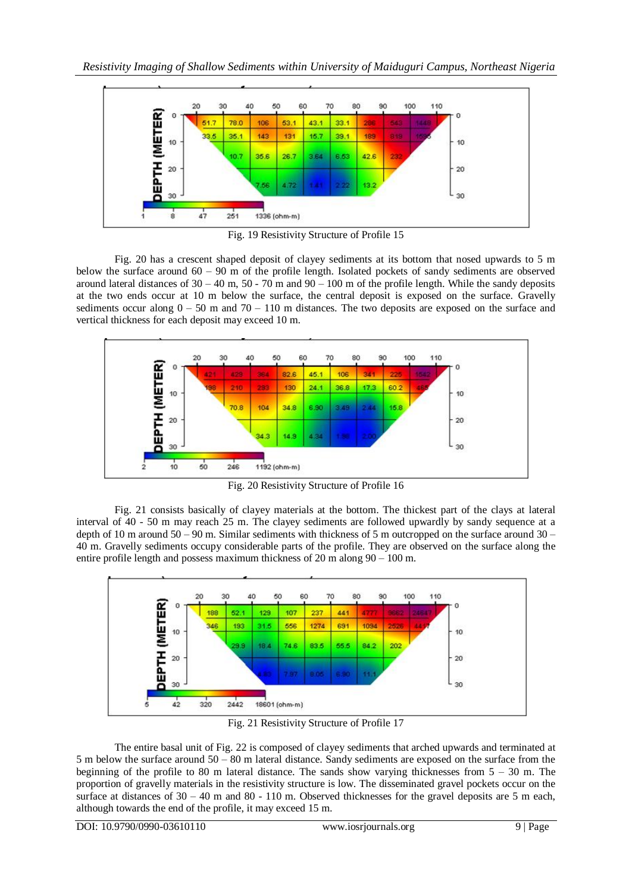Fig. 19 Resistivity Structure of Profile 15

Fig. 20 has a crescent shaped deposit of clayey sediments at its bottom that nosed upwards to 5 m below the surface around 60 – 90 m of the profile length. Isolated pockets of sandy sediments are observed around lateral distances of 30 – 40 m, 50 - 70 m and 90 – 100 m of the profile length. While the sandy deposits at the two ends occur at 10 m below the surface, the central deposit is exposed on the surface. Gravelly sediments occur along 0 – 50 m and 70 – 110 m distances. The two deposits are exposed on the surface and vertical thickness for each deposit may exceed 10 m.

Fig. 20 Resistivity Structure of Profile 16

Fig. 21 consists basically of clayey materials at the bottom. The thickest part of the clays at lateral interval of 40 - 50 m may reach 25 m. The clayey sediments are followed upwardly by sandy sequence at a depth of 10 m around 50 – 90 m. Similar sediments with thickness of 5 m outcropped on the surface around 30 – 40 m. Gravelly sediments occupy considerable parts of the profile. They are observed on the surface along the entire profile length and possess maximum thickness of 20 m along 90 – 100 m.

Fig. 21 Resistivity Structure of Profile 17

The entire basal unit of Fig. 22 is composed of clayey sediments that arched upwards and terminated at 5 m below the surface around 50 – 80 m lateral distance. Sandy sediments are exposed on the surface from the beginning of the profile to 80 m lateral distance. The sands show varying thicknesses from 5 – 30 m. The proportion of gravelly materials in the resistivity structure is low. The disseminated gravel pockets occur on the surface at distances of 30 – 40 m and 80 - 110 m. Observed thicknesses for the gravel deposits are 5 m each, although towards the end of the profile, it may exceed 15 m.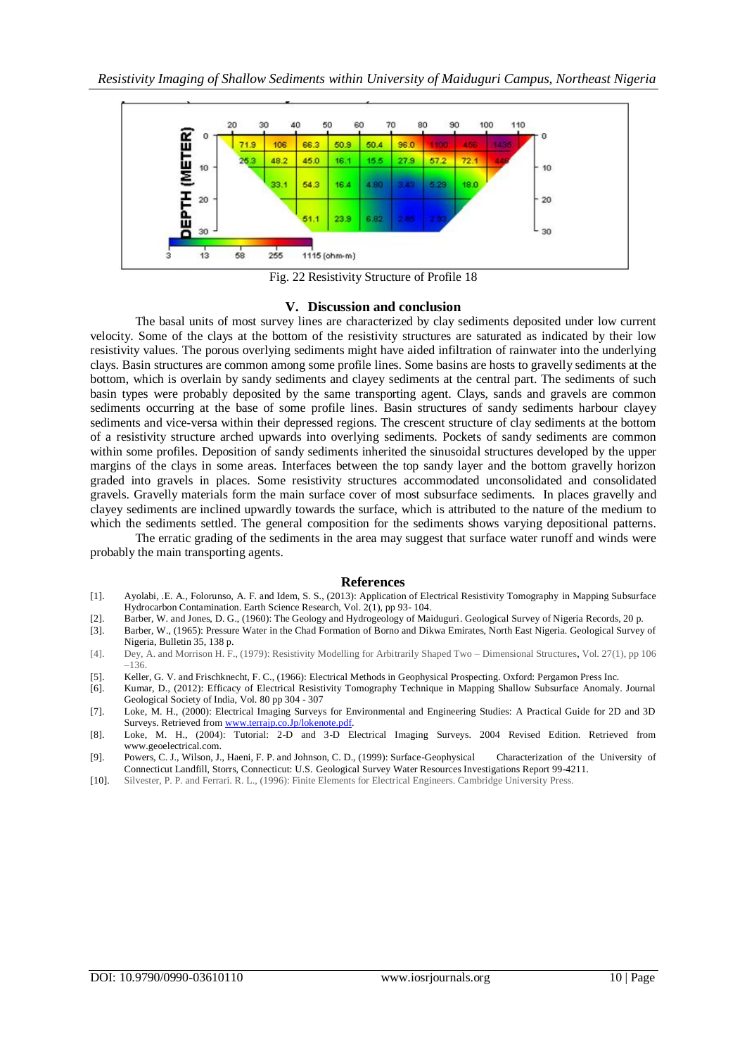20 30 40 50 60 70 80 90 100 110

DEPTH (METER)

0 10 20 30

71.9 106 66.3 50.9 50.4 96.0 1100 456 1436

25.3 48.2 45.0 16.1 15.5 27.9 57.2 72.1 448

33.1 54.3 16.4 4.80 3.43 5.29 18.0

51.1 23.9 6.82 2.85 2.30

3 13 58 255 1115 (ohm-m)

Fig. 22 Resistivity Structure of Profile 18

## V. Discussion and conclusion

The basal units of most survey lines are characterized by clay sediments deposited under low current velocity. Some of the clays at the bottom of the resistivity structures are saturated as indicated by their low resistivity values. The porous overlying sediments might have aided infiltration of rainwater into the underlying clays. Basin structures are common among some profile lines. Some basins are hosts to gravelly sediments at the bottom, which is overlain by sandy sediments and clayey sediments at the central part. The sediments of such basin types were probably deposited by the same transporting agent. Clays, sands and gravels are common sediments occurring at the base of some profile lines. Basin structures of sandy sediments harbour clayey sediments and vice-versa within their depressed regions. The crescent structure of clay sediments at the bottom of a resistivity structure arched upwards into overlying sediments. Pockets of sandy sediments are common within some profiles. Deposition of sandy sediments inherited the sinusoidal structures developed by the upper margins of the clays in some areas. Interfaces between the top sandy layer and the bottom gravelly horizon graded into gravels in places. Some resistivity structures accommodated unconsolidated and consolidated gravels. Gravelly materials form the main surface cover of most subsurface sediments. In places gravelly and clayey sediments are inclined upwardly towards the surface, which is attributed to the nature of the medium to which the sediments settled. The general composition for the sediments shows varying depositional patterns.

The erratic grading of the sediments in the area may suggest that surface water runoff and winds were probably the main transporting agents.

## References

[1]. Ayolabi, .E. A., Folorunso, A. F. and Idem, S. S., (2013): Application of Electrical Resistivity Tomography in Mapping Subsurface Hydrocarbon Contamination. Earth Science Research, Vol. 2(1), pp 93- 104.

[2]. Barber, W. and Jones, D. G., (1960): The Geology and Hydrogeology of Maiduguri. Geological Survey of Nigeria Records, 20 p.

[3]. Barber, W., (1965): Pressure Water in the Chad Formation of Borno and Dikwa Emirates, North East Nigeria. Geological Survey of Nigeria, Bulletin 35, 138 p.

[4]. Dey, A. and Morrison H. F., (1979): Resistivity Modelling for Arbitrarily Shaped Two – Dimensional Structures, Vol. 27(1), pp 106 –136.

[5]. Keller, G. V. and Frischknecht, F. C., (1966): Electrical Methods in Geophysical Prospecting. Oxford: Pergamon Press Inc.

[6]. Kumar, D., (2012): Efficacy of Electrical Resistivity Tomography Technique in Mapping Shallow Subsurface Anomaly. Journal Geological Society of India, Vol. 80 pp 304 - 307

[7]. Loke, M. H., (2000): Electrical Imaging Surveys for Environmental and Engineering Studies: A Practical Guide for 2D and 3D Surveys. Retrieved from www.terrajp.co.Jp/lokenote.pdf.

[8]. Loke, M. H., (2004): Tutorial: 2-D and 3-D Electrical Imaging Surveys. 2004 Revised Edition. Retrieved from www.geoelectrical.com.

[9]. Powers, C. J., Wilson, J., Haeni, F. P. and Johnson, C. D., (1999): Surface-Geophysical Characterization of the University of Connecticut Landfill, Storrs, Connecticut: U.S. Geological Survey Water Resources Investigations Report 99-4211.

[10]. Silvester, P. P. and Ferrari. R. L., (1996): Finite Elements for Electrical Engineers. Cambridge University Press.